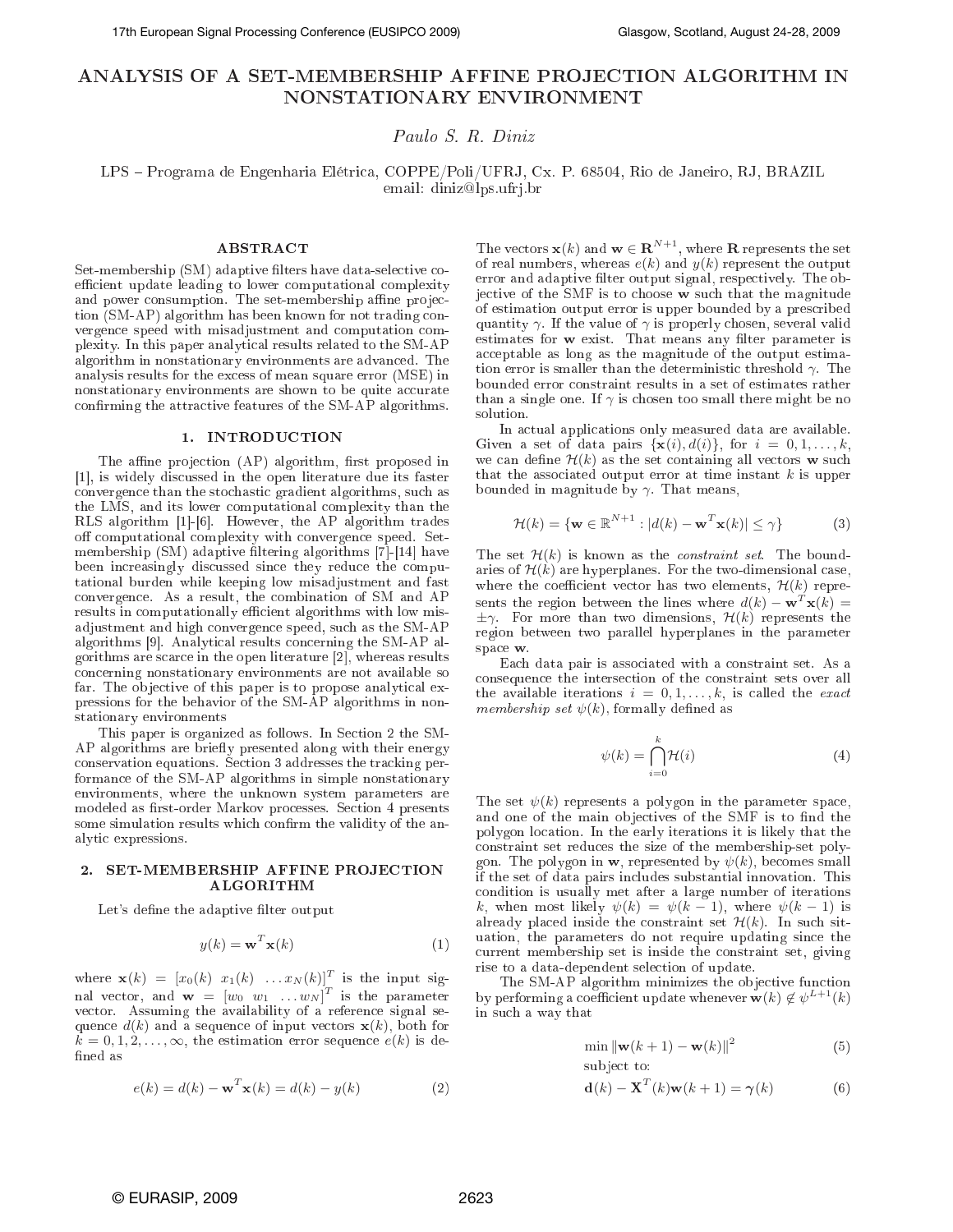# ANALYSIS OF A SET-MEMBERSHIP AFFINE PROJECTION ALGORITHM IN NONSTATIONARY ENVIRONMENT

*Paulo S. R. Diniz*

LPS – Programa de Engenharia Elétrica, COPPE/Poli/UFRJ, Cx. P. 68504, Rio de Janeiro, RJ, BRAZIL
email: diniz@lps.ufrj.br

## ABSTRACT

Set-membership (SM) adaptive filters have data-selective coefficient update leading to lower computational complexity and power consumption. The set-membership affine projection (SM-AP) algorithm has been known for not trading convergence speed with misadjustment and computation complexity. In this paper analytical results related to the SM-AP algorithm in nonstationary environments are advanced. The analysis results for the excess of mean square error (MSE) in nonstationary environments are shown to be quite accurate confirming the attractive features of the SM-AP algorithms.

## 1. INTRODUCTION

The affine projection (AP) algorithm, first proposed in [1], is widely discussed in the open literature due its faster convergence than the stochastic gradient algorithms, such as the LMS, and its lower computational complexity than the RLS algorithm [1]-[6]. However, the AP algorithm trades off computational complexity with convergence speed. Set-membership (SM) adaptive filtering algorithms [7]-[14] have been increasingly discussed since they reduce the computational burden while keeping low misadjustment and fast convergence. As a result, the combination of SM and AP results in computationally efficient algorithms with low misadjustment and high convergence speed, such as the SM-AP algorithms [9]. Analytical results concerning the SM-AP algorithms are scarce in the open literature [2], whereas results concerning nonstationary environments are not available so far. The objective of this paper is to propose analytical expressions for the behavior of the SM-AP algorithms in nonstationary environments

This paper is organized as follows. In Section 2 the SM-AP algorithms are briefly presented along with their energy conservation equations. Section 3 addresses the tracking performance of the SM-AP algorithms in simple nonstationary environments, where the unknown system parameters are modeled as first-order Markov processes. Section 4 presents some simulation results which confirm the validity of the analytic expressions.

## 2. SET-MEMBERSHIP AFFINE PROJECTION ALGORITHM

Let's define the adaptive filter output

$$y(k) = \mathbf{w}^T \mathbf{x}(k) \tag{1}$$

where $\mathbf{x}(k) = [x_0(k)\ x_1(k)\ \ldots x_N(k)]^T$ is the input signal vector, and $\mathbf{w} = [w_0\ w_1\ \ldots w_N]^T$ is the parameter vector. Assuming the availability of a reference signal sequence $d(k)$ and a sequence of input vectors $\mathbf{x}(k)$, both for $k = 0, 1, 2, \ldots, \infty$, the estimation error sequence $e(k)$ is defined as

$$e(k) = d(k) - \mathbf{w}^T \mathbf{x}(k) = d(k) - y(k) \tag{2}$$

The vectors $\mathbf{x}(k)$ and $\mathbf{w} \in \mathbf{R}^{N+1}$, where $\mathbf{R}$ represents the set of real numbers, whereas $e(k)$ and $y(k)$ represent the output error and adaptive filter output signal, respectively. The objective of the SMF is to choose $\mathbf{w}$ such that the magnitude of estimation output error is upper bounded by a prescribed quantity $\gamma$. If the value of $\gamma$ is properly chosen, several valid estimates for $\mathbf{w}$ exist. That means any filter parameter is acceptable as long as the magnitude of the output estimation error is smaller than the deterministic threshold $\gamma$. The bounded error constraint results in a set of estimates rather than a single one. If $\gamma$ is chosen too small there might be no solution.

In actual applications only measured data are available. Given a set of data pairs $\{\mathbf{x}(i), d(i)\}$, for $i = 0, 1, \ldots, k$, we can define $\mathcal{H}(k)$ as the set containing all vectors $\mathbf{w}$ such that the associated output error at time instant $k$ is upper bounded in magnitude by $\gamma$. That means,

$$\mathcal{H}(k) = \{\mathbf{w} \in \mathbb{R}^{N+1} : |d(k) - \mathbf{w}^T \mathbf{x}(k)| \leq \gamma\} \tag{3}$$

The set $\mathcal{H}(k)$ is known as the *constraint set*. The boundaries of $\mathcal{H}(k)$ are hyperplanes. For the two-dimensional case, where the coefficient vector has two elements, $\mathcal{H}(k)$ represents the region between the lines where $d(k) - \mathbf{w}^T \mathbf{x}(k) = \pm\gamma$. For more than two dimensions, $\mathcal{H}(k)$ represents the region between two parallel hyperplanes in the parameter space $\mathbf{w}$.

Each data pair is associated with a constraint set. As a consequence the intersection of the constraint sets over all the available iterations $i = 0, 1, \ldots, k$, is called the *exact membership set* $\psi(k)$, formally defined as

$$\psi(k) = \bigcap_{i=0}^{k} \mathcal{H}(i) \tag{4}$$

The set $\psi(k)$ represents a polygon in the parameter space, and one of the main objectives of the SMF is to find the polygon location. In the early iterations it is likely that the constraint set reduces the size of the membership-set polygon. The polygon in $\mathbf{w}$, represented by $\psi(k)$, becomes small if the set of data pairs includes substantial innovation. This condition is usually met after a large number of iterations $k$, when most likely $\psi(k) = \psi(k-1)$, where $\psi(k-1)$ is already placed inside the constraint set $\mathcal{H}(k)$. In such situation, the parameters do not require updating since the current membership set is inside the constraint set, giving rise to a data-dependent selection of update.

The SM-AP algorithm minimizes the objective function by performing a coefficient update whenever $\mathbf{w}(k) \not\in \psi^{L+1}(k)$ in such a way that

$$\min \|\mathbf{w}(k+1) - \mathbf{w}(k)\|^2 \tag{5}$$

subject to:

$$\mathbf{d}(k) - \mathbf{X}^T(k)\mathbf{w}(k+1) = \boldsymbol{\gamma}(k) \tag{6}$$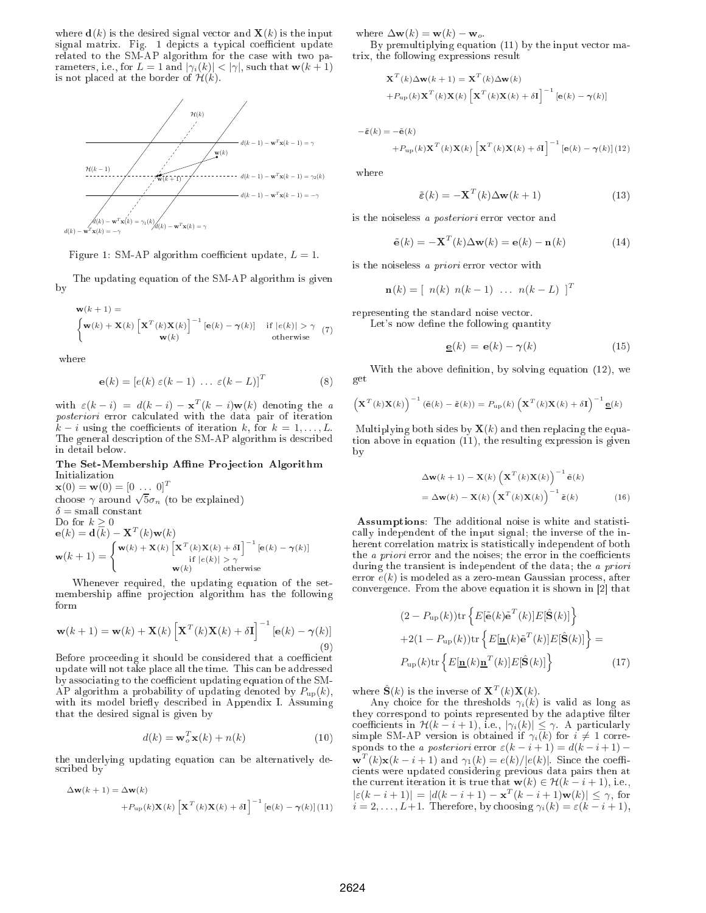where $\mathbf{d}(k)$ is the desired signal vector and $\mathbf{X}(k)$ is the input signal matrix. Fig. 1 depicts a typical coefficient update related to the SM-AP algorithm for the case with two parameters, i.e., for $L = 1$ and $|\gamma_i(k)| < |\gamma|$, such that $\mathbf{w}(k+1)$ is not placed at the border of $\mathcal{H}(k)$.

Figure 1: SM-AP algorithm coefficient update, $L = 1$.

The updating equation of the SM-AP algorithm is given by

$$\mathbf{w}(k+1) = \begin{cases} \mathbf{w}(k) + \mathbf{X}(k)\left[\mathbf{X}^T(k)\mathbf{X}(k)\right]^{-1}[\mathbf{e}(k) - \boldsymbol{\gamma}(k)] & \text{if } |e(k)| > \gamma \\ \mathbf{w}(k) & \text{otherwise} \end{cases} \tag{7}$$

where

$$\mathbf{e}(k) = [e(k)\ \varepsilon(k-1)\ \ldots\ \varepsilon(k-L)]^T \tag{8}$$

with $\varepsilon(k-i) = d(k-i) - \mathbf{x}^T(k-i)\mathbf{w}(k)$ denoting the *a posteriori* error calculated with the data pair of iteration $k-i$ using the coefficients of iteration $k$, for $k = 1, \ldots, L$. The general description of the SM-AP algorithm is described in detail below.

**The Set-Membership Affine Projection Algorithm**

Initialization
$\mathbf{x}(0) = \mathbf{w}(0) = [0\ \ldots\ 0]^T$
choose $\gamma$ around $\sqrt{5}\sigma_n$ (to be explained)
$\delta$ = small constant
Do for $k \geq 0$
$\mathbf{e}(k) = \mathbf{d}(k) - \mathbf{X}^T(k)\mathbf{w}(k)$

$$\mathbf{w}(k+1) = \begin{cases} \mathbf{w}(k) + \mathbf{X}(k)\left[\mathbf{X}^T(k)\mathbf{X}(k) + \delta\mathbf{I}\right]^{-1}[\mathbf{e}(k) - \boldsymbol{\gamma}(k)] \\ \quad \text{if } |e(k)| > \gamma \\ \mathbf{w}(k) \quad \text{otherwise} \end{cases}$$

Whenever required, the updating equation of the set-membership affine projection algorithm has the following form

$$\mathbf{w}(k+1) = \mathbf{w}(k) + \mathbf{X}(k)\left[\mathbf{X}^T(k)\mathbf{X}(k) + \delta\mathbf{I}\right]^{-1}[\mathbf{e}(k) - \boldsymbol{\gamma}(k)] \tag{9}$$

Before proceeding it should be considered that a coefficient update will not take place all the time. This can be addressed by associating to the coefficient updating equation of the SM-AP algorithm a probability of updating denoted by $P_{\text{up}}(k)$, with its model briefly described in Appendix I. Assuming that the desired signal is given by

$$d(k) = \mathbf{w}_o^T\mathbf{x}(k) + n(k) \tag{10}$$

the underlying updating equation can be alternatively described by

$$\Delta\mathbf{w}(k+1) = \Delta\mathbf{w}(k) + P_{\text{up}}(k)\mathbf{X}(k)\left[\mathbf{X}^T(k)\mathbf{X}(k) + \delta\mathbf{I}\right]^{-1}[\mathbf{e}(k) - \boldsymbol{\gamma}(k)] \tag{11}$$

where $\Delta\mathbf{w}(k) = \mathbf{w}(k) - \mathbf{w}_o$.

By premultiplying equation (11) by the input vector matrix, the following expressions result

$$\mathbf{X}^T(k)\Delta\mathbf{w}(k+1) = \mathbf{X}^T(k)\Delta\mathbf{w}(k) + P_{\text{up}}(k)\mathbf{X}^T(k)\mathbf{X}(k)\left[\mathbf{X}^T(k)\mathbf{X}(k) + \delta\mathbf{I}\right]^{-1}[\mathbf{e}(k) - \boldsymbol{\gamma}(k)]$$

$$-\tilde{\boldsymbol{\varepsilon}}(k) = -\tilde{\mathbf{e}}(k) + P_{\text{up}}(k)\mathbf{X}^T(k)\mathbf{X}(k)\left[\mathbf{X}^T(k)\mathbf{X}(k) + \delta\mathbf{I}\right]^{-1}[\mathbf{e}(k) - \boldsymbol{\gamma}(k)] \tag{12}$$

where

$$\tilde{\boldsymbol{\varepsilon}}(k) = -\mathbf{X}^T(k)\Delta\mathbf{w}(k+1) \tag{13}$$

is the noiseless *a posteriori* error vector and

$$\tilde{\mathbf{e}}(k) = -\mathbf{X}^T(k)\Delta\mathbf{w}(k) = \mathbf{e}(k) - \mathbf{n}(k) \tag{14}$$

is the noiseless *a priori* error vector with

$$\mathbf{n}(k) = [\ n(k)\ n(k-1)\ \ldots\ n(k-L)\ ]^T$$

representing the standard noise vector.

Let's now define the following quantity

$$\underline{\mathbf{e}}(k) = \mathbf{e}(k) - \boldsymbol{\gamma}(k) \tag{15}$$

With the above definition, by solving equation (12), we get

$$\left(\mathbf{X}^T(k)\mathbf{X}(k)\right)^{-1}(\tilde{\mathbf{e}}(k) - \tilde{\boldsymbol{\varepsilon}}(k)) = P_{\text{up}}(k)\left(\mathbf{X}^T(k)\mathbf{X}(k) + \delta\mathbf{I}\right)^{-1}\underline{\mathbf{e}}(k)$$

Multiplying both sides by $\mathbf{X}(k)$ and then replacing the equation above in equation (11), the resulting expression is given by

$$\Delta\mathbf{w}(k+1) - \mathbf{X}(k)\left(\mathbf{X}^T(k)\mathbf{X}(k)\right)^{-1}\tilde{\mathbf{e}}(k) = \Delta\mathbf{w}(k) - \mathbf{X}(k)\left(\mathbf{X}^T(k)\mathbf{X}(k)\right)^{-1}\tilde{\boldsymbol{\varepsilon}}(k) \tag{16}$$

**Assumptions**: The additional noise is white and statistically independent of the input signal; the inverse of the inherent correlation matrix is statistically independent of both the *a priori* error and the noises; the error in the coefficients during the transient is independent of the data; the *a priori* error $e(k)$ is modeled as a zero-mean Gaussian process, after convergence. From the above equation it is shown in [2] that

$$(2 - P_{\text{up}}(k))\text{tr}\left\{E[\tilde{\mathbf{e}}(k)\tilde{\mathbf{e}}^T(k)]E[\hat{\mathbf{S}}(k)]\right\} + 2(1 - P_{\text{up}}(k))\text{tr}\left\{E[\underline{\mathbf{n}}(k)\tilde{\mathbf{e}}^T(k)]E[\hat{\mathbf{S}}(k)]\right\} = P_{\text{up}}(k)\text{tr}\left\{E[\underline{\mathbf{n}}(k)\underline{\mathbf{n}}^T(k)]E[\hat{\mathbf{S}}(k)]\right\} \tag{17}$$

where $\hat{\mathbf{S}}(k)$ is the inverse of $\mathbf{X}^T(k)\mathbf{X}(k)$.

Any choice for the thresholds $\gamma_i(k)$ is valid as long as they correspond to points represented by the adaptive filter coefficients in $\mathcal{H}(k-i+1)$, i.e., $|\gamma_i(k)| \leq \gamma$. A particularly simple SM-AP version is obtained if $\gamma_i(k)$ for $i \neq 1$ corresponds to the *a posteriori* error $\varepsilon(k-i+1) = d(k-i+1) - \mathbf{w}^T(k)\mathbf{x}(k-i+1)$ and $\gamma_1(k) = e(k)/|e(k)|$. Since the coefficients were updated considering previous data pairs then at the current iteration it is true that $\mathbf{w}(k) \in \mathcal{H}(k-i+1)$, i.e., $|\varepsilon(k-i+1)| = |d(k-i+1) - \mathbf{x}^T(k-i+1)\mathbf{w}(k)| \leq \gamma$, for $i = 2, \ldots, L+1$. Therefore, by choosing $\gamma_i(k) = \varepsilon(k-i+1)$,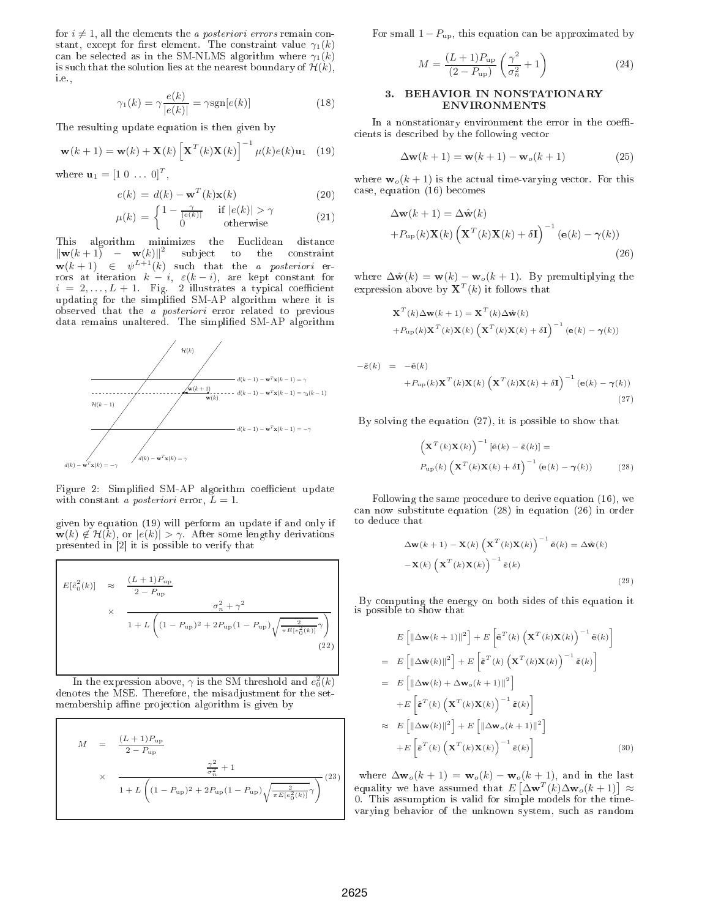for $i \neq 1$, all the elements the *a posteriori errors* remain constant, except for first element. The constraint value $\gamma_1(k)$ can be selected as in the SM-NLMS algorithm where $\gamma_1(k)$ is such that the solution lies at the nearest boundary of $\mathcal{H}(k)$, i.e.,

$$\gamma_1(k) = \gamma \frac{e(k)}{|e(k)|} = \gamma \text{sgn}[e(k)] \tag{18}$$

The resulting update equation is then given by

$$\mathbf{w}(k+1) = \mathbf{w}(k) + \mathbf{X}(k)\left[\mathbf{X}^T(k)\mathbf{X}(k)\right]^{-1}\mu(k)e(k)\mathbf{u}_1 \tag{19}$$

where $\mathbf{u}_1 = [1\ 0\ \ldots\ 0]^T$,

$$e(k) = d(k) - \mathbf{w}^T(k)\mathbf{x}(k) \tag{20}$$

$$\mu(k) = \begin{cases} 1 - \frac{\gamma}{|e(k)|} & \text{if } |e(k)| > \gamma \\ 0 & \text{otherwise} \end{cases} \tag{21}$$

This algorithm minimizes the Euclidean distance $\|\mathbf{w}(k+1) - \mathbf{w}(k)\|^2$ subject to the constraint $\mathbf{w}(k+1) \in \psi^{L+1}(k)$ such that the *a posteriori* errors at iteration $k-i$, $\varepsilon(k-i)$, are kept constant for $i = 2, \ldots, L+1$. Fig. 2 illustrates a typical coefficient updating for the simplified SM-AP algorithm where it is observed that the *a posteriori* error related to previous data remains unaltered. The simplified SM-AP algorithm

Figure 2: Simplified SM-AP algorithm coefficient update with constant *a posteriori* error, $L = 1$.

given by equation (19) will perform an update if and only if $\mathbf{w}(k) \notin \mathcal{H}(k)$, or $|e(k)| > \gamma$. After some lengthy derivations presented in [2] it is possible to verify that

$$E[e_0^2(k)] \approx \frac{(L+1)P_{\text{up}}}{2 - P_{\text{up}}} \times \frac{\sigma_n^2 + \gamma^2}{1 + L\left((1-P_{\text{up}})^2 + 2P_{\text{up}}(1-P_{\text{up}})\sqrt{\frac{2}{\pi E[e_0^2(k)]}}\gamma\right)} \tag{22}$$

In the expression above, $\gamma$ is the SM threshold and $e_0^2(k)$ denotes the MSE. Therefore, the misadjustment for the set-membership affine projection algorithm is given by

$$M = \frac{(L+1)P_{\text{up}}}{2 - P_{\text{up}}} \times \frac{\frac{\gamma^2}{\sigma_n^2} + 1}{1 + L\left((1-P_{\text{up}})^2 + 2P_{\text{up}}(1-P_{\text{up}})\sqrt{\frac{2}{\pi E[e_0^2(k)]}}\gamma\right)} \tag{23}$$

For small $1 - P_{\text{up}}$, this equation can be approximated by

$$M = \frac{(L+1)P_{\text{up}}}{(2 - P_{\text{up}})}\left(\frac{\gamma^2}{\sigma_n^2} + 1\right) \tag{24}$$

## 3. BEHAVIOR IN NONSTATIONARY ENVIRONMENTS

In a nonstationary environment the error in the coefficients is described by the following vector

$$\Delta\mathbf{w}(k+1) = \mathbf{w}(k+1) - \mathbf{w}_o(k+1) \tag{25}$$

where $\mathbf{w}_o(k+1)$ is the actual time-varying vector. For this case, equation (16) becomes

$$\Delta\mathbf{w}(k+1) = \Delta\hat{\mathbf{w}}(k) + P_{\text{up}}(k)\mathbf{X}(k)\left(\mathbf{X}^T(k)\mathbf{X}(k) + \delta\mathbf{I}\right)^{-1}(\mathbf{e}(k) - \boldsymbol{\gamma}(k)) \tag{26}$$

where $\Delta\hat{\mathbf{w}}(k) = \mathbf{w}(k) - \mathbf{w}_o(k+1)$. By premultiplying the expression above by $\mathbf{X}^T(k)$ it follows that

$$\mathbf{X}^T(k)\Delta\mathbf{w}(k+1) = \mathbf{X}^T(k)\Delta\hat{\mathbf{w}}(k) + P_{\text{up}}(k)\mathbf{X}^T(k)\mathbf{X}(k)\left(\mathbf{X}^T(k)\mathbf{X}(k) + \delta\mathbf{I}\right)^{-1}(\mathbf{e}(k) - \boldsymbol{\gamma}(k))$$

$$-\tilde{\boldsymbol{\varepsilon}}(k) = -\tilde{\mathbf{e}}(k) + P_{\text{up}}(k)\mathbf{X}^T(k)\mathbf{X}(k)\left(\mathbf{X}^T(k)\mathbf{X}(k) + \delta\mathbf{I}\right)^{-1}(\mathbf{e}(k) - \boldsymbol{\gamma}(k)) \tag{27}$$

By solving the equation (27), it is possible to show that

$$\left(\mathbf{X}^T(k)\mathbf{X}(k)\right)^{-1}[\tilde{\mathbf{e}}(k) - \tilde{\boldsymbol{\varepsilon}}(k)] = P_{\text{up}}(k)\left(\mathbf{X}^T(k)\mathbf{X}(k) + \delta\mathbf{I}\right)^{-1}(\mathbf{e}(k) - \boldsymbol{\gamma}(k)) \tag{28}$$

Following the same procedure to derive equation (16), we can now substitute equation (28) in equation (26) in order to deduce that

$$\Delta\mathbf{w}(k+1) - \mathbf{X}(k)\left(\mathbf{X}^T(k)\mathbf{X}(k)\right)^{-1}\tilde{\mathbf{e}}(k) = \Delta\hat{\mathbf{w}}(k) - \mathbf{X}(k)\left(\mathbf{X}^T(k)\mathbf{X}(k)\right)^{-1}\tilde{\boldsymbol{\varepsilon}}(k) \tag{29}$$

By computing the energy on both sides of this equation it is possible to show that

$$\begin{aligned}
&E\left[\|\Delta\mathbf{w}(k+1)\|^2\right] + E\left[\tilde{\mathbf{e}}^T(k)\left(\mathbf{X}^T(k)\mathbf{X}(k)\right)^{-1}\tilde{\mathbf{e}}(k)\right] \\
&= E\left[\|\Delta\hat{\mathbf{w}}(k)\|^2\right] + E\left[\tilde{\boldsymbol{\varepsilon}}^T(k)\left(\mathbf{X}^T(k)\mathbf{X}(k)\right)^{-1}\tilde{\boldsymbol{\varepsilon}}(k)\right] \\
&= E\left[\|\Delta\mathbf{w}(k) + \Delta\mathbf{w}_o(k+1)\|^2\right] + E\left[\tilde{\boldsymbol{\varepsilon}}^T(k)\left(\mathbf{X}^T(k)\mathbf{X}(k)\right)^{-1}\tilde{\boldsymbol{\varepsilon}}(k)\right] \\
&\approx E\left[\|\Delta\mathbf{w}(k)\|^2\right] + E\left[\|\Delta\mathbf{w}_o(k+1)\|^2\right] + E\left[\tilde{\boldsymbol{\varepsilon}}^T(k)\left(\mathbf{X}^T(k)\mathbf{X}(k)\right)^{-1}\tilde{\boldsymbol{\varepsilon}}(k)\right]
\end{aligned} \tag{30}$$

where $\Delta\mathbf{w}_o(k+1) = \mathbf{w}_o(k) - \mathbf{w}_o(k+1)$, and in the last equality we have assumed that $E\left[\Delta\mathbf{w}^T(k)\Delta\mathbf{w}_o(k+1)\right] \approx 0$. This assumption is valid for simple models for the time-varying behavior of the unknown system, such as random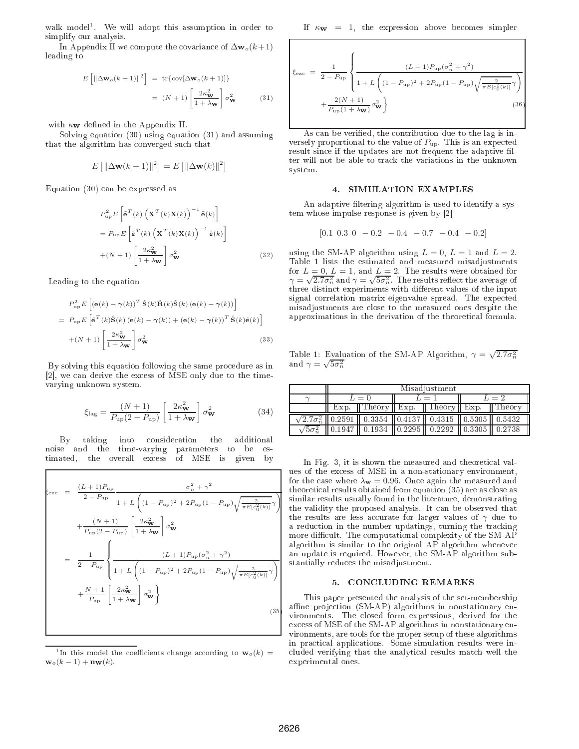walk model[1]. We will adopt this assumption in order to simplify our analysis.

In Appendix II we compute the covariance of $\Delta\mathbf{w}_o(k+1)$ leading to

$$
\begin{aligned}
E\left[\|\Delta\mathbf{w}_o(k+1)\|^2\right] &= \mathrm{tr}\{\mathrm{cov}[\Delta\mathbf{w}_o(k+1)]\} \\
&= (N+1)\left[\frac{2\kappa_{\mathbf{w}}^2}{1+\lambda_{\mathbf{w}}}\right]\sigma_{\mathbf{w}}^2 \qquad (31)
\end{aligned}
$$

with $\kappa_{\mathbf{w}}$ defined in the Appendix II.

Solving equation (30) using equation (31) and assuming that the algorithm has converged such that

$$
E\left[\|\Delta\mathbf{w}(k+1)\|^2\right] = E\left[\|\Delta\mathbf{w}(k)\|^2\right]
$$

Equation (30) can be expressed as

$$
\begin{aligned}
&P_{\mathrm{up}}^2 E\left[\tilde{\mathbf{e}}^T(k)\left(\mathbf{X}^T(k)\mathbf{X}(k)\right)^{-1}\tilde{\mathbf{e}}(k)\right] \\
&= P_{\mathrm{up}} E\left[\tilde{\boldsymbol{\varepsilon}}^T(k)\left(\mathbf{X}^T(k)\mathbf{X}(k)\right)^{-1}\tilde{\boldsymbol{\varepsilon}}(k)\right] \\
&+(N+1)\left[\frac{2\kappa_{\mathbf{w}}^2}{1+\lambda_{\mathbf{w}}}\right]\sigma_{\mathbf{w}}^2 \qquad (32)
\end{aligned}
$$

Leading to the equation

$$
\begin{aligned}
&P_{\mathrm{up}}^2 E\left[(\mathbf{e}(k)-\boldsymbol{\gamma}(k))^T\hat{\mathbf{S}}(k)\hat{\mathbf{R}}(k)\hat{\mathbf{S}}(k)\left(\mathbf{e}(k)-\boldsymbol{\gamma}(k)\right)\right] \\
=\;& P_{\mathrm{up}} E\left[\tilde{\mathbf{e}}^T(k)\hat{\mathbf{S}}(k)\left(\mathbf{e}(k)-\boldsymbol{\gamma}(k)\right)+(\mathbf{e}(k)-\boldsymbol{\gamma}(k))^T\hat{\mathbf{S}}(k)\tilde{\mathbf{e}}(k)\right] \\
&+(N+1)\left[\frac{2\kappa_{\mathbf{w}}^2}{1+\lambda_{\mathbf{w}}}\right]\sigma_{\mathbf{w}}^2 \qquad (33)
\end{aligned}
$$

By solving this equation following the same procedure as in [2], we can derive the excess of MSE only due to the time-varying unknown system.

$$
\xi_{\mathrm{lag}} = \frac{(N+1)}{P_{\mathrm{up}}(2-P_{\mathrm{up}})}\left[\frac{2\kappa_{\mathbf{w}}^2}{1+\lambda_{\mathbf{w}}}\right]\sigma_{\mathbf{w}}^2 \qquad (34)
$$

By taking into consideration the additional noise and the time-varying parameters to be estimated, the overall excess of MSE is given by

$$
\begin{aligned}
\xi_{\mathrm{exc}} &= \frac{(L+1)P_{\mathrm{up}}}{2-P_{\mathrm{up}}}\,\frac{\sigma_n^2+\gamma^2}{1+L\left((1-P_{\mathrm{up}})^2+2P_{\mathrm{up}}(1-P_{\mathrm{up}})\sqrt{\frac{2}{\pi E[e_0^2(k)]}}\gamma\right)} \\
&+\frac{(N+1)}{P_{\mathrm{up}}(2-P_{\mathrm{up}})}\left[\frac{2\kappa_{\mathbf{w}}^2}{1+\lambda_{\mathbf{w}}}\right]\sigma_{\mathbf{w}}^2 \\
&= \frac{1}{2-P_{\mathrm{up}}}\left\{\frac{(L+1)P_{\mathrm{up}}(\sigma_n^2+\gamma^2)}{1+L\left((1-P_{\mathrm{up}})^2+2P_{\mathrm{up}}(1-P_{\mathrm{up}})\sqrt{\frac{2}{\pi E[e_0^2(k)]}}\gamma\right)}\right. \\
&\left.+\frac{N+1}{P_{\mathrm{up}}}\left[\frac{2\kappa_{\mathbf{w}}^2}{1+\lambda_{\mathbf{w}}}\right]\sigma_{\mathbf{w}}^2\right\} \qquad (35)
\end{aligned}
$$

If $\kappa_{\mathbf{w}} = 1$, the expression above becomes simpler

$$
\begin{aligned}
\xi_{\mathrm{exc}} &= \frac{1}{2-P_{\mathrm{up}}}\left\{\frac{(L+1)P_{\mathrm{up}}(\sigma_n^2+\gamma^2)}{1+L\left((1-P_{\mathrm{up}})^2+2P_{\mathrm{up}}(1-P_{\mathrm{up}})\sqrt{\frac{2}{\pi E[e_0^2(k)]}}\gamma\right)}\right. \\
&\left.+\frac{2(N+1)}{P_{\mathrm{up}}(1+\lambda_{\mathbf{w}})}\sigma_{\mathbf{w}}^2\right\} \qquad (36)
\end{aligned}
$$

As can be verified, the contribution due to the lag is inversely proportional to the value of $P_{\mathrm{up}}$. This is an expected result since if the updates are not frequent the adaptive filter will not be able to track the variations in the unknown system.

## 4. SIMULATION EXAMPLES

An adaptive filtering algorithm is used to identify a system whose impulse response is given by [2]

$$
[0.1\ \ 0.3\ \ 0\ \ -0.2\ \ -0.4\ \ -0.7\ \ -0.4\ \ -0.2]
$$

using the SM-AP algorithm using $L=0$, $L=1$ and $L=2$. Table 1 lists the estimated and measured misadjustments for $L=0$, $L=1$, and $L=2$. The results were obtained for $\gamma=\sqrt{2.7\sigma_n^2}$ and $\gamma=\sqrt{5\sigma_n^2}$. The results reflect the average of three distinct experiments with different values of the input signal correlation matrix eigenvalue spread. The expected misadjustments are close to the measured ones despite the approximations in the derivation of the theoretical formula.

Table 1: Evaluation of the SM-AP Algorithm, $\gamma=\sqrt{2.7\sigma_n^2}$ and $\gamma=\sqrt{5\sigma_n^2}$

| | Misadjustment | | | | | |
|---|---|---|---|---|---|---|
| $\gamma$ | $L=0$ | | $L=1$ | | $L=2$ | |
| | Exp. | Theory | Exp. | Theory | Exp. | Theory |
| $\sqrt{2.7\sigma_n^2}$ | 0.2591 | 0.3354 | 0.4137 | 0.4315 | 0.5305 | 0.5432 |
| $\sqrt{5\sigma_n^2}$ | 0.1947 | 0.1934 | 0.2295 | 0.2292 | 0.3305 | 0.2738 |

In Fig. 3, it is shown the measured and theoretical values of the excess of MSE in a non-stationary environment, for the case where $\lambda_{\mathrm{w}} = 0.96$. Once again the measured and theoretical results obtained from equation (35) are as close as similar results usually found in the literature, demonstrating the validity the proposed analysis. It can be observed that the results are less accurate for larger values of $\gamma$ due to a reduction in the number updatings, turning the tracking more difficult. The computational complexity of the SM-AP algorithm is similar to the original AP algorithm whenever an update is required. However, the SM-AP algorithm substantially reduces the misadjustment.

## 5. CONCLUDING REMARKS

This paper presented the analysis of the set-membership affine projection (SM-AP) algorithms in nonstationary environments. The closed form expressions, derived for the excess of MSE of the SM-AP algorithms in nonstationary environments, are tools for the proper setup of these algorithms in practical applications. Some simulation results were included verifying that the analytical results match well the experimental ones.

[1] In this model the coefficients change according to $\mathbf{w}_o(k) = \mathbf{w}_o(k-1) + \mathbf{n}_{\mathbf{W}}(k)$.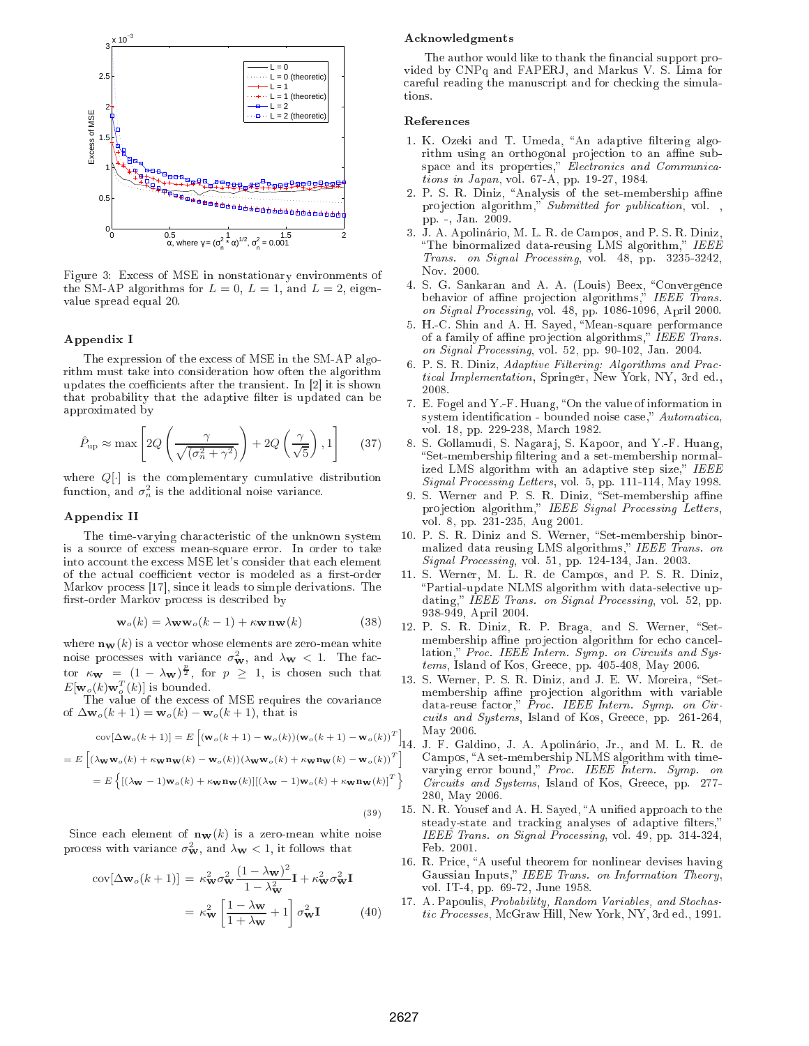x 10^-3
3
2.5
2
1.5
1
0.5
0
Excess of MSE
0
0.5
1
1.5
2
α, where γ= (σ_n^2 * α)^{1/2}, σ_n^2 = 0.001
L = 0
L = 0 (theoretic)
L = 1
L = 1 (theoretic)
L = 2
L = 2 (theoretic)

Figure 3: Excess of MSE in nonstationary environments of the SM-AP algorithms for $L = 0$, $L = 1$, and $L = 2$, eigenvalue spread equal 20.

## Appendix I

The expression of the excess of MSE in the SM-AP algorithm must take into consideration how often the algorithm updates the coefficients after the transient. In [2] it is shown that probability that the adaptive filter is updated can be approximated by

$$\hat{P}_{\rm up} \approx \max\left[2Q\left(\frac{\gamma}{\sqrt{(\sigma_n^2+\gamma^2)}}\right)+2Q\left(\frac{\gamma}{\sqrt{5}}\right),1\right] \qquad (37)$$

where $Q[\cdot]$ is the complementary cumulative distribution function, and $\sigma_n^2$ is the additional noise variance.

## Appendix II

The time-varying characteristic of the unknown system is a source of excess mean-square error. In order to take into account the excess MSE let's consider that each element of the actual coefficient vector is modeled as a first-order Markov process [17], since it leads to simple derivations. The first-order Markov process is described by

$$\mathbf{w}_o(k) = \lambda_{\mathbf{w}}\mathbf{w}_o(k-1) + \kappa_{\mathbf{w}}\mathbf{n}_{\mathbf{w}}(k) \qquad (38)$$

where $\mathbf{n_w}(k)$ is a vector whose elements are zero-mean white noise processes with variance $\sigma_{\mathbf{w}}^2$, and $\lambda_{\mathbf{w}} < 1$. The factor $\kappa_{\mathbf{w}} = (1-\lambda_{\mathbf{w}})^{\frac{p}{2}}$, for $p \geq 1$, is chosen such that $E[\mathbf{w}_o(k)\mathbf{w}_o^T(k)]$ is bounded.

The value of the excess of MSE requires the covariance of $\Delta\mathbf{w}_o(k+1) = \mathbf{w}_o(k) - \mathbf{w}_o(k+1)$, that is

$$\begin{aligned}
&\mathrm{cov}[\Delta\mathbf{w}_o(k+1)] = E\left[(\mathbf{w}_o(k+1)-\mathbf{w}_o(k))(\mathbf{w}_o(k+1)-\mathbf{w}_o(k))^T\right] \\
&= E\left[(\lambda_{\mathbf{w}}\mathbf{w}_o(k)+\kappa_{\mathbf{w}}\mathbf{n}_{\mathbf{w}}(k)-\mathbf{w}_o(k))(\lambda_{\mathbf{w}}\mathbf{w}_o(k)+\kappa_{\mathbf{w}}\mathbf{n}_{\mathbf{w}}(k)-\mathbf{w}_o(k))^T\right] \\
&= E\left\{[(\lambda_{\mathbf{w}}-1)\mathbf{w}_o(k)+\kappa_{\mathbf{w}}\mathbf{n}_{\mathbf{w}}(k)][(\lambda_{\mathbf{w}}-1)\mathbf{w}_o(k)+\kappa_{\mathbf{w}}\mathbf{n}_{\mathbf{w}}(k)]^T\right\}
\end{aligned} \qquad (39)$$

Since each element of $\mathbf{n_w}(k)$ is a zero-mean white noise process with variance $\sigma_{\mathbf{w}}^2$, and $\lambda_{\mathbf{w}} < 1$, it follows that

$$\begin{aligned}
\mathrm{cov}[\Delta\mathbf{w}_o(k+1)] &= \kappa_{\mathbf{w}}^2\sigma_{\mathbf{w}}^2\frac{(1-\lambda_{\mathbf{w}})^2}{1-\lambda_{\mathbf{w}}^2}\mathbf{I} + \kappa_{\mathbf{w}}^2\sigma_{\mathbf{w}}^2\mathbf{I} \\
&= \kappa_{\mathbf{w}}^2\left[\frac{1-\lambda_{\mathbf{w}}}{1+\lambda_{\mathbf{w}}}+1\right]\sigma_{\mathbf{w}}^2\mathbf{I}
\end{aligned} \qquad (40)$$

## Acknowledgments

The author would like to thank the financial support provided by CNPq and FAPERJ, and Markus V. S. Lima for careful reading the manuscript and for checking the simulations.

## References

1. K. Ozeki and T. Umeda, "An adaptive filtering algorithm using an orthogonal projection to an affine subspace and its properties," *Electronics and Communications in Japan*, vol. 67-A, pp. 19-27, 1984.
2. P. S. R. Diniz, "Analysis of the set-membership affine projection algorithm," *Submitted for publication*, vol. , pp. -, Jan. 2009.
3. J. A. Apolinário, M. L. R. de Campos, and P. S. R. Diniz, "The binormalized data-reusing LMS algorithm," *IEEE Trans. on Signal Processing*, vol. 48, pp. 3235-3242, Nov. 2000.
4. S. G. Sankaran and A. A. (Louis) Beex, "Convergence behavior of affine projection algorithms," *IEEE Trans. on Signal Processing*, vol. 48, pp. 1086-1096, April 2000.
5. H.-C. Shin and A. H. Sayed, "Mean-square performance of a family of affine projection algorithms," *IEEE Trans. on Signal Processing*, vol. 52, pp. 90-102, Jan. 2004.
6. P. S. R. Diniz, *Adaptive Filtering: Algorithms and Practical Implementation*, Springer, New York, NY, 3rd ed., 2008.
7. E. Fogel and Y.-F. Huang, "On the value of information in system identification - bounded noise case," *Automatica*, vol. 18, pp. 229-238, March 1982.
8. S. Gollamudi, S. Nagaraj, S. Kapoor, and Y.-F. Huang, "Set-membership filtering and a set-membership normalized LMS algorithm with an adaptive step size," *IEEE Signal Processing Letters*, vol. 5, pp. 111-114, May 1998.
9. S. Werner and P. S. R. Diniz, "Set-membership affine projection algorithm," *IEEE Signal Processing Letters*, vol. 8, pp. 231-235, Aug 2001.
10. P. S. R. Diniz and S. Werner, "Set-membership binormalized data reusing LMS algorithms," *IEEE Trans. on Signal Processing*, vol. 51, pp. 124-134, Jan. 2003.
11. S. Werner, M. L. R. de Campos, and P. S. R. Diniz, "Partial-update NLMS algorithm with data-selective updating," *IEEE Trans. on Signal Processing*, vol. 52, pp. 938-949, April 2004.
12. P. S. R. Diniz, R. P. Braga, and S. Werner, "Set-membership affine projection algorithm for echo cancellation," *Proc. IEEE Intern. Symp. on Circuits and Systems*, Island of Kos, Greece, pp. 405-408, May 2006.
13. S. Werner, P. S. R. Diniz, and J. E. W. Moreira, "Set-membership affine projection algorithm with variable data-reuse factor," *Proc. IEEE Intern. Symp. on Circuits and Systems*, Island of Kos, Greece, pp. 261-264, May 2006.
14. J. F. Galdino, J. A. Apolinário, Jr., and M. L. R. de Campos, "A set-membership NLMS algorithm with time-varying error bound," *Proc. IEEE Intern. Symp. on Circuits and Systems*, Island of Kos, Greece, pp. 277-280, May 2006.
15. N. R. Yousef and A. H. Sayed, "A unified approach to the steady-state and tracking analyses of adaptive filters," *IEEE Trans. on Signal Processing*, vol. 49, pp. 314-324, Feb. 2001.
16. R. Price, "A useful theorem for nonlinear devises having Gaussian Inputs," *IEEE Trans. on Information Theory*, vol. IT-4, pp. 69-72, June 1958.
17. A. Papoulis, *Probability, Random Variables, and Stochastic Processes*, McGraw Hill, New York, NY, 3rd ed., 1991.